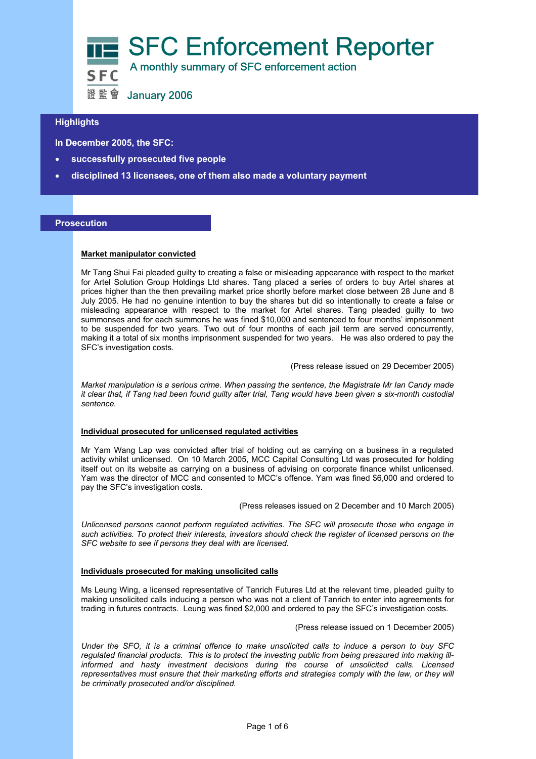# SFC Enforcement Reporter

A monthly summary of SFC enforcement action

SFC 證監會

January 2006

## Highlights

**In December 2005, the SFC:**

- **successfully prosecuted five people**
- **disciplined 13 licensees, one of them also made a voluntary payment**

## Prosecution

### Market manipulator convicted

Mr Tang Shui Fai pleaded guilty to creating a false or misleading appearance with respect to the market for Artel Solution Group Holdings Ltd shares. Tang placed a series of orders to buy Artel shares at prices higher than the then prevailing market price shortly before market close between 28 June and 8 July 2005. He had no genuine intention to buy the shares but did so intentionally to create a false or misleading appearance with respect to the market for Artel shares. Tang pleaded guilty to two summonses and for each summons he was fined $10,000 and sentenced to four months' imprisonment to be suspended for two years. Two out of four months of each jail term are served concurrently, making it a total of six months imprisonment suspended for two years. He was also ordered to pay the SFC's investigation costs.

(Press release issued on 29 December 2005)

*Market manipulation is a serious crime. When passing the sentence, the Magistrate Mr Ian Candy made it clear that, if Tang had been found guilty after trial, Tang would have been given a six-month custodial sentence.*

### Individual prosecuted for unlicensed regulated activities

Mr Yam Wang Lap was convicted after trial of holding out as carrying on a business in a regulated activity whilst unlicensed. On 10 March 2005, MCC Capital Consulting Ltd was prosecuted for holding itself out on its website as carrying on a business of advising on corporate finance whilst unlicensed. Yam was the director of MCC and consented to MCC's offence. Yam was fined $6,000 and ordered to pay the SFC's investigation costs.

(Press releases issued on 2 December and 10 March 2005)

*Unlicensed persons cannot perform regulated activities. The SFC will prosecute those who engage in such activities. To protect their interests, investors should check the register of licensed persons on the SFC website to see if persons they deal with are licensed.*

### Individuals prosecuted for making unsolicited calls

Ms Leung Wing, a licensed representative of Tanrich Futures Ltd at the relevant time, pleaded guilty to making unsolicited calls inducing a person who was not a client of Tanrich to enter into agreements for trading in futures contracts. Leung was fined $2,000 and ordered to pay the SFC's investigation costs.

(Press release issued on 1 December 2005)

*Under the SFO, it is a criminal offence to make unsolicited calls to induce a person to buy SFC regulated financial products. This is to protect the investing public from being pressured into making ill-informed and hasty investment decisions during the course of unsolicited calls. Licensed representatives must ensure that their marketing efforts and strategies comply with the law, or they will be criminally prosecuted and/or disciplined.*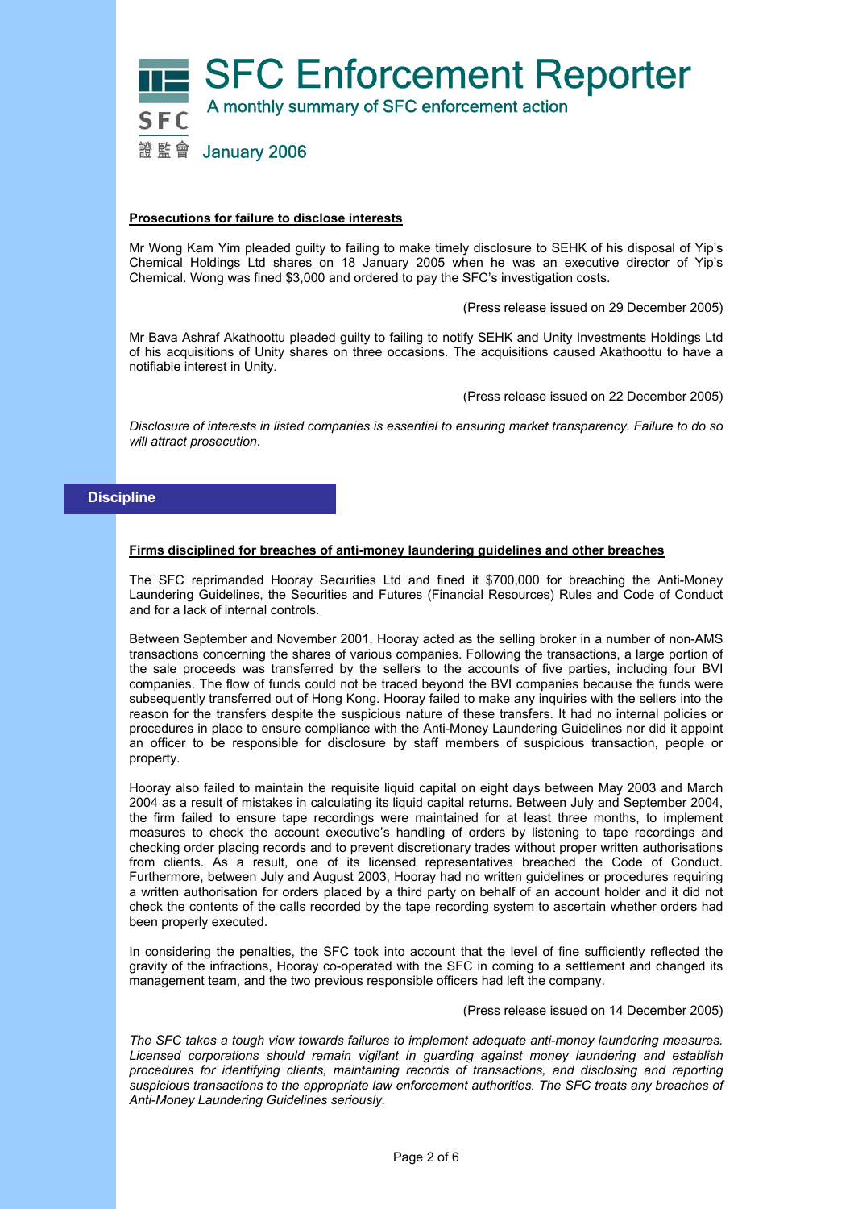# SFC Enforcement Reporter

A monthly summary of SFC enforcement action

January 2006

**Prosecutions for failure to disclose interests**

Mr Wong Kam Yim pleaded guilty to failing to make timely disclosure to SEHK of his disposal of Yip's Chemical Holdings Ltd shares on 18 January 2005 when he was an executive director of Yip's Chemical. Wong was fined $3,000 and ordered to pay the SFC's investigation costs.

(Press release issued on 29 December 2005)

Mr Bava Ashraf Akathoottu pleaded guilty to failing to notify SEHK and Unity Investments Holdings Ltd of his acquisitions of Unity shares on three occasions. The acquisitions caused Akathoottu to have a notifiable interest in Unity.

(Press release issued on 22 December 2005)

*Disclosure of interests in listed companies is essential to ensuring market transparency. Failure to do so will attract prosecution.*

## Discipline

**Firms disciplined for breaches of anti-money laundering guidelines and other breaches**

The SFC reprimanded Hooray Securities Ltd and fined it $700,000 for breaching the Anti-Money Laundering Guidelines, the Securities and Futures (Financial Resources) Rules and Code of Conduct and for a lack of internal controls.

Between September and November 2001, Hooray acted as the selling broker in a number of non-AMS transactions concerning the shares of various companies. Following the transactions, a large portion of the sale proceeds was transferred by the sellers to the accounts of five parties, including four BVI companies. The flow of funds could not be traced beyond the BVI companies because the funds were subsequently transferred out of Hong Kong. Hooray failed to make any inquiries with the sellers into the reason for the transfers despite the suspicious nature of these transfers. It had no internal policies or procedures in place to ensure compliance with the Anti-Money Laundering Guidelines nor did it appoint an officer to be responsible for disclosure by staff members of suspicious transaction, people or property.

Hooray also failed to maintain the requisite liquid capital on eight days between May 2003 and March 2004 as a result of mistakes in calculating its liquid capital returns. Between July and September 2004, the firm failed to ensure tape recordings were maintained for at least three months, to implement measures to check the account executive's handling of orders by listening to tape recordings and checking order placing records and to prevent discretionary trades without proper written authorisations from clients. As a result, one of its licensed representatives breached the Code of Conduct. Furthermore, between July and August 2003, Hooray had no written guidelines or procedures requiring a written authorisation for orders placed by a third party on behalf of an account holder and it did not check the contents of the calls recorded by the tape recording system to ascertain whether orders had been properly executed.

In considering the penalties, the SFC took into account that the level of fine sufficiently reflected the gravity of the infractions, Hooray co-operated with the SFC in coming to a settlement and changed its management team, and the two previous responsible officers had left the company.

(Press release issued on 14 December 2005)

*The SFC takes a tough view towards failures to implement adequate anti-money laundering measures. Licensed corporations should remain vigilant in guarding against money laundering and establish procedures for identifying clients, maintaining records of transactions, and disclosing and reporting suspicious transactions to the appropriate law enforcement authorities. The SFC treats any breaches of Anti-Money Laundering Guidelines seriously.*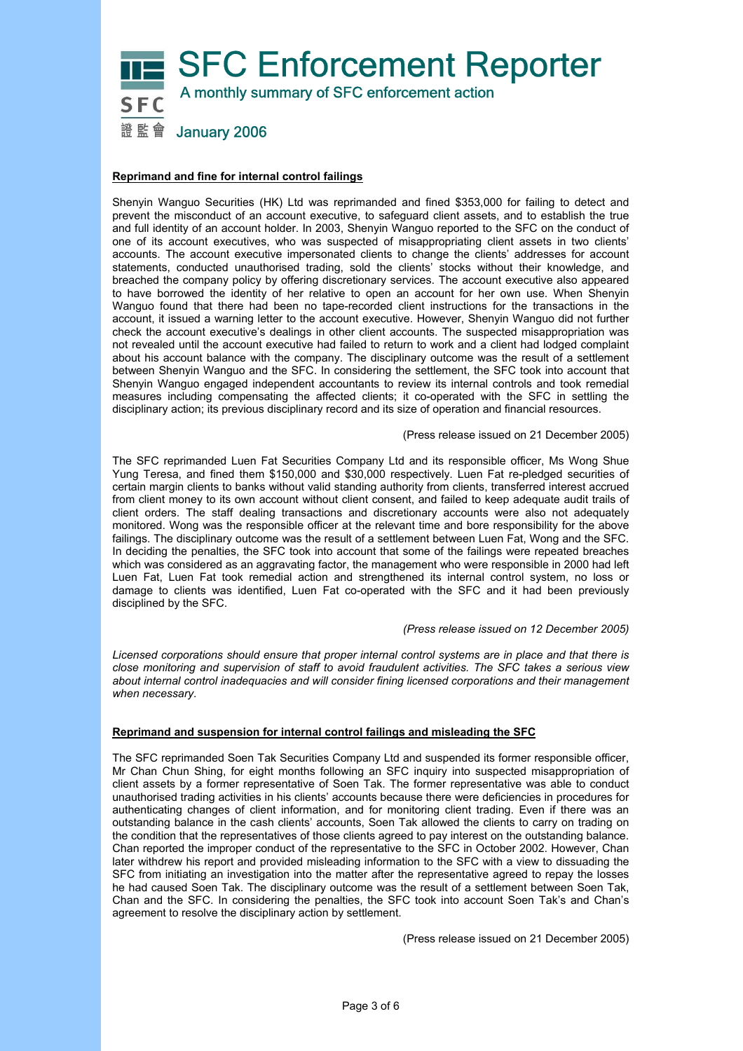# SFC Enforcement Reporter

A monthly summary of SFC enforcement action

January 2006

**Reprimand and fine for internal control failings**

Shenyin Wanguo Securities (HK) Ltd was reprimanded and fined $353,000 for failing to detect and prevent the misconduct of an account executive, to safeguard client assets, and to establish the true and full identity of an account holder. In 2003, Shenyin Wanguo reported to the SFC on the conduct of one of its account executives, who was suspected of misappropriating client assets in two clients' accounts. The account executive impersonated clients to change the clients' addresses for account statements, conducted unauthorised trading, sold the clients' stocks without their knowledge, and breached the company policy by offering discretionary services. The account executive also appeared to have borrowed the identity of her relative to open an account for her own use. When Shenyin Wanguo found that there had been no tape-recorded client instructions for the transactions in the account, it issued a warning letter to the account executive. However, Shenyin Wanguo did not further check the account executive's dealings in other client accounts. The suspected misappropriation was not revealed until the account executive had failed to return to work and a client had lodged complaint about his account balance with the company. The disciplinary outcome was the result of a settlement between Shenyin Wanguo and the SFC. In considering the settlement, the SFC took into account that Shenyin Wanguo engaged independent accountants to review its internal controls and took remedial measures including compensating the affected clients; it co-operated with the SFC in settling the disciplinary action; its previous disciplinary record and its size of operation and financial resources.

(Press release issued on 21 December 2005)

The SFC reprimanded Luen Fat Securities Company Ltd and its responsible officer, Ms Wong Shue Yung Teresa, and fined them $150,000 and $30,000 respectively. Luen Fat re-pledged securities of certain margin clients to banks without valid standing authority from clients, transferred interest accrued from client money to its own account without client consent, and failed to keep adequate audit trails of client orders. The staff dealing transactions and discretionary accounts were also not adequately monitored. Wong was the responsible officer at the relevant time and bore responsibility for the above failings. The disciplinary outcome was the result of a settlement between Luen Fat, Wong and the SFC. In deciding the penalties, the SFC took into account that some of the failings were repeated breaches which was considered as an aggravating factor, the management who were responsible in 2000 had left Luen Fat, Luen Fat took remedial action and strengthened its internal control system, no loss or damage to clients was identified, Luen Fat co-operated with the SFC and it had been previously disciplined by the SFC.

*(Press release issued on 12 December 2005)*

*Licensed corporations should ensure that proper internal control systems are in place and that there is close monitoring and supervision of staff to avoid fraudulent activities. The SFC takes a serious view about internal control inadequacies and will consider fining licensed corporations and their management when necessary.*

**Reprimand and suspension for internal control failings and misleading the SFC**

The SFC reprimanded Soen Tak Securities Company Ltd and suspended its former responsible officer, Mr Chan Chun Shing, for eight months following an SFC inquiry into suspected misappropriation of client assets by a former representative of Soen Tak. The former representative was able to conduct unauthorised trading activities in his clients' accounts because there were deficiencies in procedures for authenticating changes of client information, and for monitoring client trading. Even if there was an outstanding balance in the cash clients' accounts, Soen Tak allowed the clients to carry on trading on the condition that the representatives of those clients agreed to pay interest on the outstanding balance. Chan reported the improper conduct of the representative to the SFC in October 2002. However, Chan later withdrew his report and provided misleading information to the SFC with a view to dissuading the SFC from initiating an investigation into the matter after the representative agreed to repay the losses he had caused Soen Tak. The disciplinary outcome was the result of a settlement between Soen Tak, Chan and the SFC. In considering the penalties, the SFC took into account Soen Tak's and Chan's agreement to resolve the disciplinary action by settlement.

(Press release issued on 21 December 2005)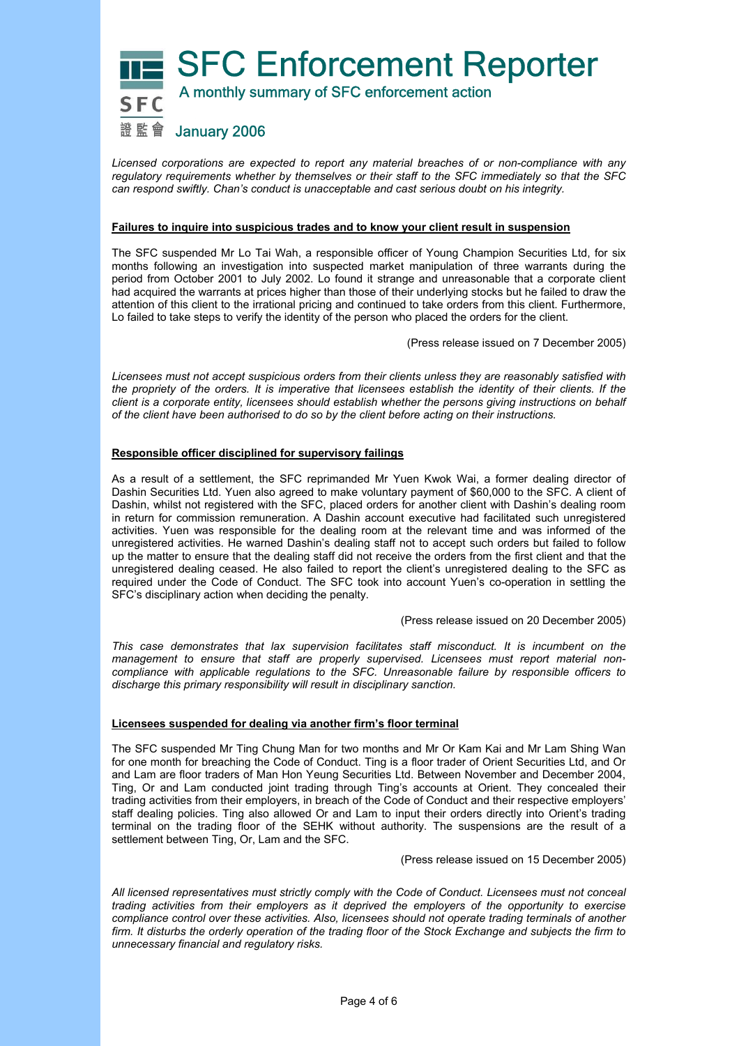*Licensed corporations are expected to report any material breaches of or non-compliance with any regulatory requirements whether by themselves or their staff to the SFC immediately so that the SFC can respond swiftly. Chan's conduct is unacceptable and cast serious doubt on his integrity.*

**Failures to inquire into suspicious trades and to know your client result in suspension**

The SFC suspended Mr Lo Tai Wah, a responsible officer of Young Champion Securities Ltd, for six months following an investigation into suspected market manipulation of three warrants during the period from October 2001 to July 2002. Lo found it strange and unreasonable that a corporate client had acquired the warrants at prices higher than those of their underlying stocks but he failed to draw the attention of this client to the irrational pricing and continued to take orders from this client. Furthermore, Lo failed to take steps to verify the identity of the person who placed the orders for the client.

(Press release issued on 7 December 2005)

*Licensees must not accept suspicious orders from their clients unless they are reasonably satisfied with the propriety of the orders. It is imperative that licensees establish the identity of their clients. If the client is a corporate entity, licensees should establish whether the persons giving instructions on behalf of the client have been authorised to do so by the client before acting on their instructions.*

**Responsible officer disciplined for supervisory failings**

As a result of a settlement, the SFC reprimanded Mr Yuen Kwok Wai, a former dealing director of Dashin Securities Ltd. Yuen also agreed to make voluntary payment of $60,000 to the SFC. A client of Dashin, whilst not registered with the SFC, placed orders for another client with Dashin's dealing room in return for commission remuneration. A Dashin account executive had facilitated such unregistered activities. Yuen was responsible for the dealing room at the relevant time and was informed of the unregistered activities. He warned Dashin's dealing staff not to accept such orders but failed to follow up the matter to ensure that the dealing staff did not receive the orders from the first client and that the unregistered dealing ceased. He also failed to report the client's unregistered dealing to the SFC as required under the Code of Conduct. The SFC took into account Yuen's co-operation in settling the SFC's disciplinary action when deciding the penalty.

(Press release issued on 20 December 2005)

*This case demonstrates that lax supervision facilitates staff misconduct. It is incumbent on the management to ensure that staff are properly supervised. Licensees must report material non-compliance with applicable regulations to the SFC. Unreasonable failure by responsible officers to discharge this primary responsibility will result in disciplinary sanction.*

**Licensees suspended for dealing via another firm's floor terminal**

The SFC suspended Mr Ting Chung Man for two months and Mr Or Kam Kai and Mr Lam Shing Wan for one month for breaching the Code of Conduct. Ting is a floor trader of Orient Securities Ltd, and Or and Lam are floor traders of Man Hon Yeung Securities Ltd. Between November and December 2004, Ting, Or and Lam conducted joint trading through Ting's accounts at Orient. They concealed their trading activities from their employers, in breach of the Code of Conduct and their respective employers' staff dealing policies. Ting also allowed Or and Lam to input their orders directly into Orient's trading terminal on the trading floor of the SEHK without authority. The suspensions are the result of a settlement between Ting, Or, Lam and the SFC.

(Press release issued on 15 December 2005)

*All licensed representatives must strictly comply with the Code of Conduct. Licensees must not conceal trading activities from their employers as it deprived the employers of the opportunity to exercise compliance control over these activities. Also, licensees should not operate trading terminals of another firm. It disturbs the orderly operation of the trading floor of the Stock Exchange and subjects the firm to unnecessary financial and regulatory risks.*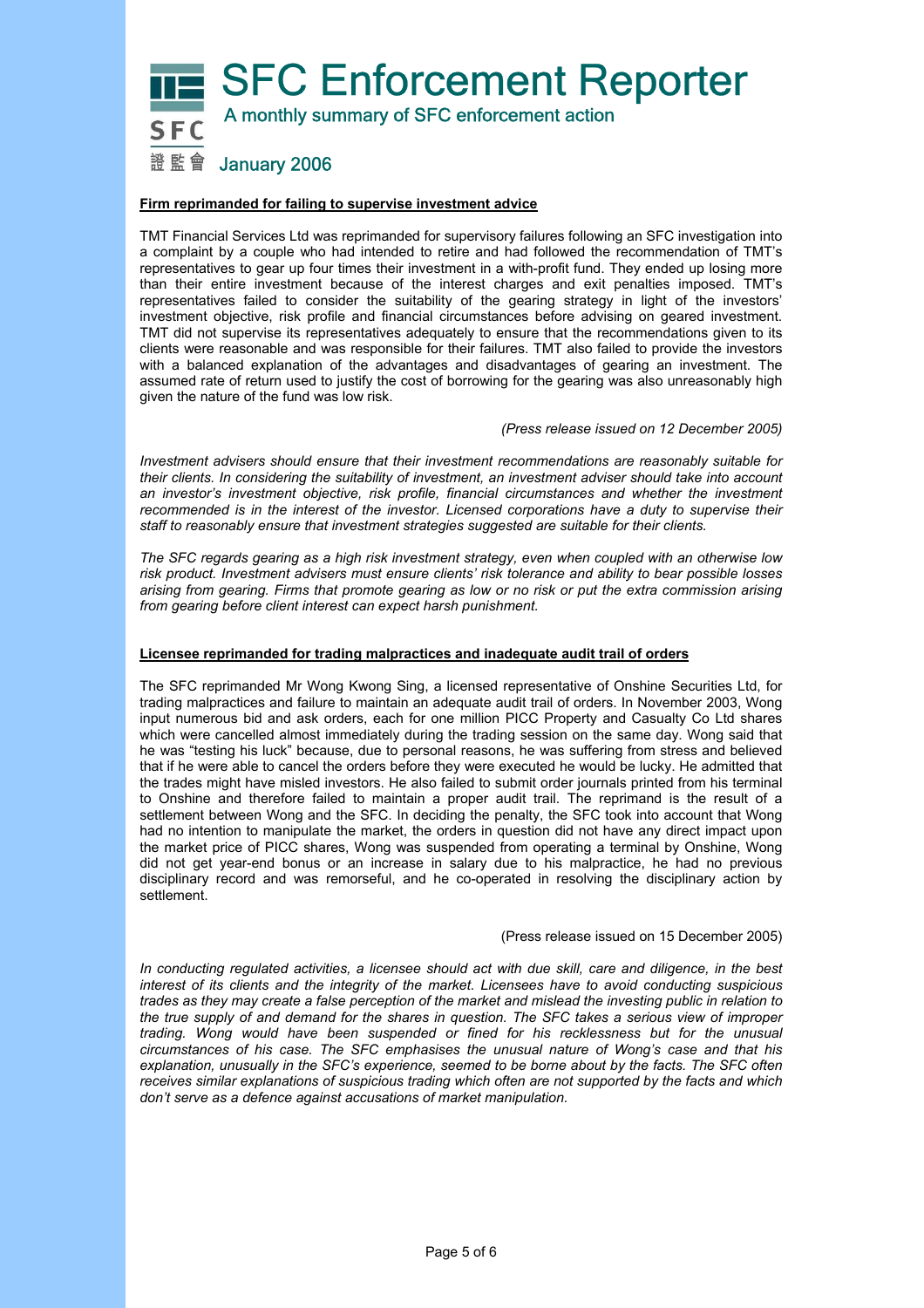# SFC Enforcement Reporter

A monthly summary of SFC enforcement action

January 2006

**Firm reprimanded for failing to supervise investment advice**

TMT Financial Services Ltd was reprimanded for supervisory failures following an SFC investigation into a complaint by a couple who had intended to retire and had followed the recommendation of TMT's representatives to gear up four times their investment in a with-profit fund. They ended up losing more than their entire investment because of the interest charges and exit penalties imposed. TMT's representatives failed to consider the suitability of the gearing strategy in light of the investors' investment objective, risk profile and financial circumstances before advising on geared investment. TMT did not supervise its representatives adequately to ensure that the recommendations given to its clients were reasonable and was responsible for their failures. TMT also failed to provide the investors with a balanced explanation of the advantages and disadvantages of gearing an investment. The assumed rate of return used to justify the cost of borrowing for the gearing was also unreasonably high given the nature of the fund was low risk.

*(Press release issued on 12 December 2005)*

*Investment advisers should ensure that their investment recommendations are reasonably suitable for their clients. In considering the suitability of investment, an investment adviser should take into account an investor's investment objective, risk profile, financial circumstances and whether the investment recommended is in the interest of the investor. Licensed corporations have a duty to supervise their staff to reasonably ensure that investment strategies suggested are suitable for their clients.*

*The SFC regards gearing as a high risk investment strategy, even when coupled with an otherwise low risk product. Investment advisers must ensure clients' risk tolerance and ability to bear possible losses arising from gearing. Firms that promote gearing as low or no risk or put the extra commission arising from gearing before client interest can expect harsh punishment.*

**Licensee reprimanded for trading malpractices and inadequate audit trail of orders**

The SFC reprimanded Mr Wong Kwong Sing, a licensed representative of Onshine Securities Ltd, for trading malpractices and failure to maintain an adequate audit trail of orders. In November 2003, Wong input numerous bid and ask orders, each for one million PICC Property and Casualty Co Ltd shares which were cancelled almost immediately during the trading session on the same day. Wong said that he was "testing his luck" because, due to personal reasons, he was suffering from stress and believed that if he were able to cancel the orders before they were executed he would be lucky. He admitted that the trades might have misled investors. He also failed to submit order journals printed from his terminal to Onshine and therefore failed to maintain a proper audit trail. The reprimand is the result of a settlement between Wong and the SFC. In deciding the penalty, the SFC took into account that Wong had no intention to manipulate the market, the orders in question did not have any direct impact upon the market price of PICC shares, Wong was suspended from operating a terminal by Onshine, Wong did not get year-end bonus or an increase in salary due to his malpractice, he had no previous disciplinary record and was remorseful, and he co-operated in resolving the disciplinary action by settlement.

(Press release issued on 15 December 2005)

*In conducting regulated activities, a licensee should act with due skill, care and diligence, in the best interest of its clients and the integrity of the market. Licensees have to avoid conducting suspicious trades as they may create a false perception of the market and mislead the investing public in relation to the true supply of and demand for the shares in question. The SFC takes a serious view of improper trading. Wong would have been suspended or fined for his recklessness but for the unusual circumstances of his case. The SFC emphasises the unusual nature of Wong's case and that his explanation, unusually in the SFC's experience, seemed to be borne about by the facts. The SFC often receives similar explanations of suspicious trading which often are not supported by the facts and which don't serve as a defence against accusations of market manipulation.*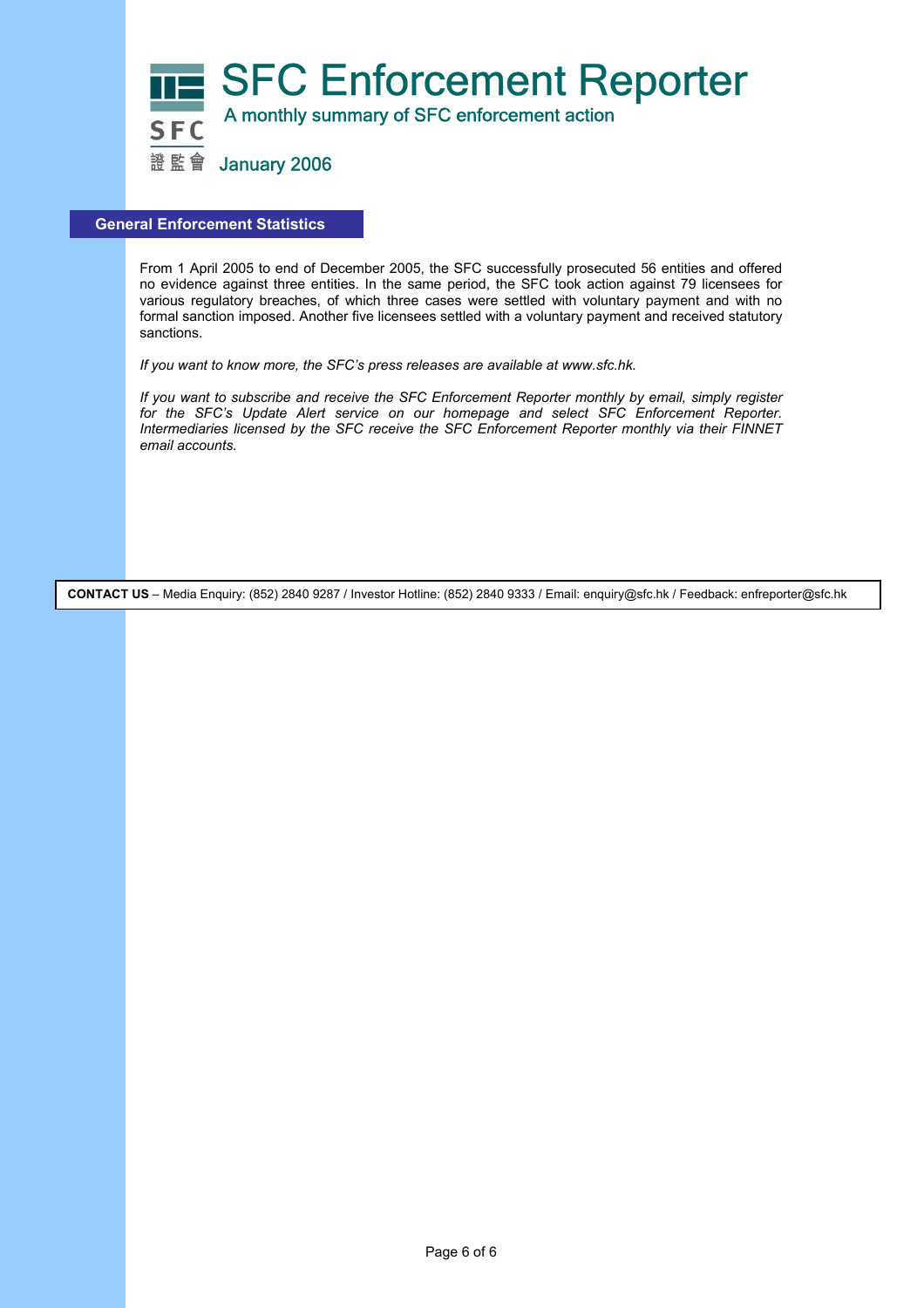# SFC Enforcement Reporter

A monthly summary of SFC enforcement action

SFC 證監會 January 2006

## General Enforcement Statistics

From 1 April 2005 to end of December 2005, the SFC successfully prosecuted 56 entities and offered no evidence against three entities. In the same period, the SFC took action against 79 licensees for various regulatory breaches, of which three cases were settled with voluntary payment and with no formal sanction imposed. Another five licensees settled with a voluntary payment and received statutory sanctions.

*If you want to know more, the SFC's press releases are available at www.sfc.hk.*

*If you want to subscribe and receive the SFC Enforcement Reporter monthly by email, simply register for the SFC's Update Alert service on our homepage and select SFC Enforcement Reporter. Intermediaries licensed by the SFC receive the SFC Enforcement Reporter monthly via their FINNET email accounts.*

**CONTACT US** – Media Enquiry: (852) 2840 9287 / Investor Hotline: (852) 2840 9333 / Email: enquiry@sfc.hk / Feedback: enfreporter@sfc.hk